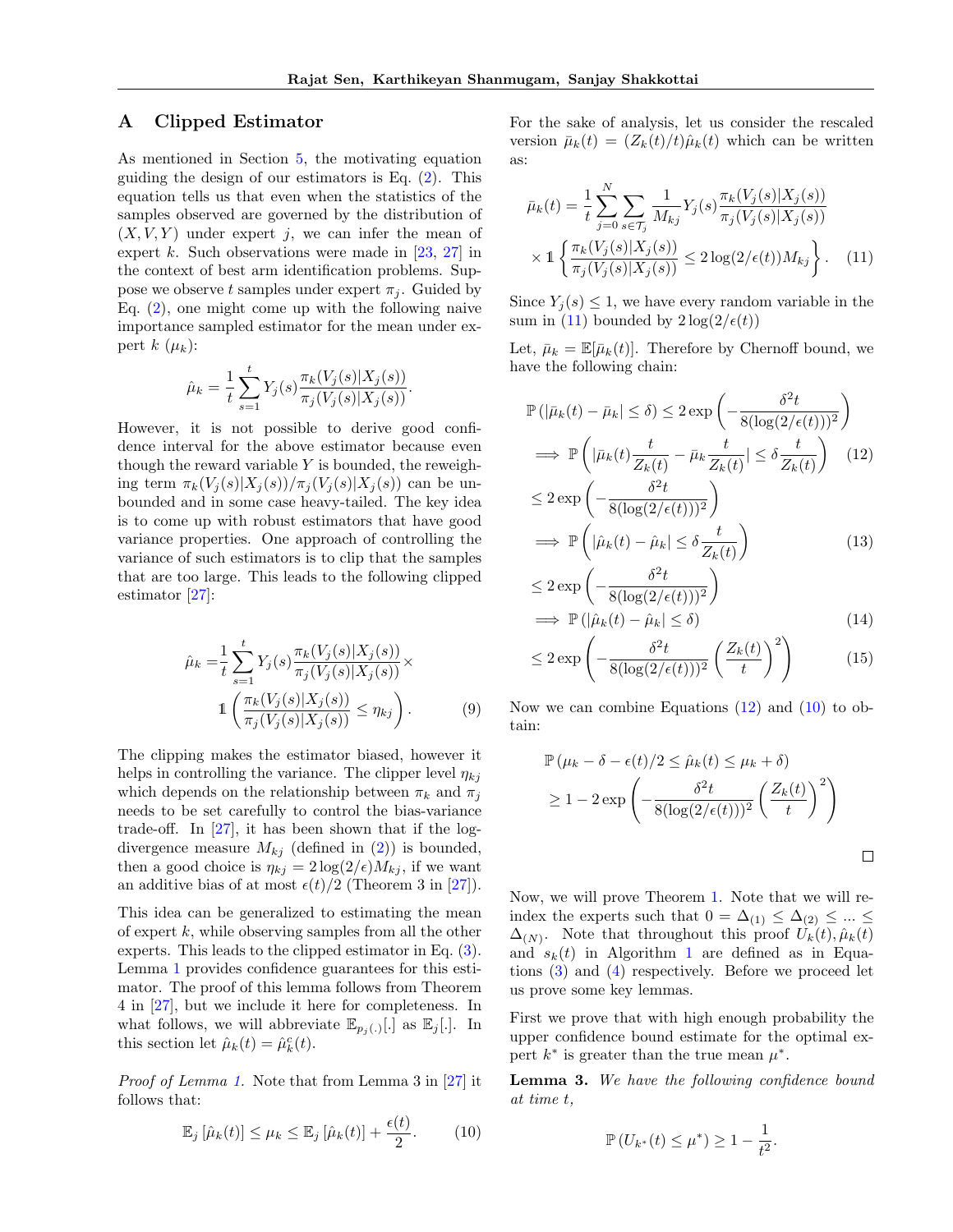## A Clipped Estimator

As mentioned in Section 5, the motivating equation guiding the design of our estimators is Eq. (2). This equation tells us that even when the statistics of the samples observed are governed by the distribution of $(X, V, Y)$ under expert $j$, we can infer the mean of expert $k$. Such observations were made in [23, 27] in the context of best arm identification problems. Suppose we observe $t$ samples under expert $\pi_j$. Guided by Eq. (2), one might come up with the following naive importance sampled estimator for the mean under expert $k$ ($\mu_k$):

$$\hat{\mu}_k = \frac{1}{t}\sum_{s=1}^{t} Y_j(s)\frac{\pi_k(V_j(s)|X_j(s))}{\pi_j(V_j(s)|X_j(s))}.$$

However, it is not possible to derive good confidence interval for the above estimator because even though the reward variable $Y$ is bounded, the reweighing term $\pi_k(V_j(s)|X_j(s))/\pi_j(V_j(s)|X_j(s))$ can be unbounded and in some case heavy-tailed. The key idea is to come up with robust estimators that have good variance properties. One approach of controlling the variance of such estimators is to clip that the samples that are too large. This leads to the following clipped estimator [27]:

$$\hat{\mu}_k = \frac{1}{t}\sum_{s=1}^{t} Y_j(s)\frac{\pi_k(V_j(s)|X_j(s))}{\pi_j(V_j(s)|X_j(s))}\times \mathbb{1}\left(\frac{\pi_k(V_j(s)|X_j(s))}{\pi_j(V_j(s)|X_j(s))} \leq \eta_{kj}\right). \quad (9)$$

The clipping makes the estimator biased, however it helps in controlling the variance. The clipper level $\eta_{kj}$ which depends on the relationship between $\pi_k$ and $\pi_j$ needs to be set carefully to control the bias-variance trade-off. In [27], it has been shown that if the log-divergence measure $M_{kj}$ (defined in (2)) is bounded, then a good choice is $\eta_{kj} = 2\log(2/\epsilon)M_{kj}$, if we want an additive bias of at most $\epsilon(t)/2$ (Theorem 3 in [27]).

This idea can be generalized to estimating the mean of expert $k$, while observing samples from all the other experts. This leads to the clipped estimator in Eq. (3). Lemma 1 provides confidence guarantees for this estimator. The proof of this lemma follows from Theorem 4 in [27], but we include it here for completeness. In what follows, we will abbreviate $\mathbb{E}_{p_j(.)}[.]$ as $\mathbb{E}_j[.]$. In this section let $\hat{\mu}_k(t) = \hat{\mu}_k^c(t)$.

*Proof of Lemma 1.* Note that from Lemma 3 in [27] it follows that:

$$\mathbb{E}_j\left[\hat{\mu}_k(t)\right] \leq \mu_k \leq \mathbb{E}_j\left[\hat{\mu}_k(t)\right] + \frac{\epsilon(t)}{2}. \quad (10)$$

For the sake of analysis, let us consider the rescaled version $\bar{\mu}_k(t) = (Z_k(t)/t)\hat{\mu}_k(t)$ which can be written as:

$$\bar{\mu}_k(t) = \frac{1}{t}\sum_{j=0}^{N}\sum_{s\in\mathcal{T}_j}\frac{1}{M_{kj}}Y_j(s)\frac{\pi_k(V_j(s)|X_j(s))}{\pi_j(V_j(s)|X_j(s))} \times \mathbb{1}\left\{\frac{\pi_k(V_j(s)|X_j(s))}{\pi_j(V_j(s)|X_j(s))} \leq 2\log(2/\epsilon(t))M_{kj}\right\}. \quad (11)$$

Since $Y_j(s) \leq 1$, we have every random variable in the sum in (11) bounded by $2\log(2/\epsilon(t))$

Let, $\bar{\mu}_k = \mathbb{E}[\bar{\mu}_k(t)]$. Therefore by Chernoff bound, we have the following chain:

$$\begin{aligned}
&\mathbb{P}\left(|\bar{\mu}_k(t) - \bar{\mu}_k| \leq \delta\right) \leq 2\exp\left(-\frac{\delta^2 t}{8(\log(2/\epsilon(t)))^2}\right) \\
&\implies \mathbb{P}\left(|\bar{\mu}_k(t)\frac{t}{Z_k(t)} - \bar{\mu}_k\frac{t}{Z_k(t)}| \leq \delta\frac{t}{Z_k(t)}\right) \quad (12)\\
&\leq 2\exp\left(-\frac{\delta^2 t}{8(\log(2/\epsilon(t)))^2}\right) \\
&\implies \mathbb{P}\left(|\hat{\mu}_k(t) - \hat{\mu}_k| \leq \delta\frac{t}{Z_k(t)}\right) \quad (13)\\
&\leq 2\exp\left(-\frac{\delta^2 t}{8(\log(2/\epsilon(t)))^2}\right) \\
&\implies \mathbb{P}\left(|\hat{\mu}_k(t) - \hat{\mu}_k| \leq \delta\right) \quad (14)\\
&\leq 2\exp\left(-\frac{\delta^2 t}{8(\log(2/\epsilon(t)))^2}\left(\frac{Z_k(t)}{t}\right)^2\right) \quad (15)
\end{aligned}$$

Now we can combine Equations (12) and (10) to obtain:

$$\begin{aligned}
&\mathbb{P}\left(\mu_k - \delta - \epsilon(t)/2 \leq \hat{\mu}_k(t) \leq \mu_k + \delta\right) \\
&\geq 1 - 2\exp\left(-\frac{\delta^2 t}{8(\log(2/\epsilon(t)))^2}\left(\frac{Z_k(t)}{t}\right)^2\right)
\end{aligned}$$

□

Now, we will prove Theorem 1. Note that we will re-index the experts such that $0 = \Delta_{(1)} \leq \Delta_{(2)} \leq ... \leq \Delta_{(N)}$. Note that throughout this proof $U_k(t), \hat{\mu}_k(t)$ and $s_k(t)$ in Algorithm 1 are defined as in Equations (3) and (4) respectively. Before we proceed let us prove some key lemmas.

First we prove that with high enough probability the upper confidence bound estimate for the optimal expert $k^*$ is greater than the true mean $\mu^*$.

**Lemma 3.** *We have the following confidence bound at time t,*

$$\mathbb{P}\left(U_{k^*}(t) \leq \mu^*\right) \geq 1 - \frac{1}{t^2}.$$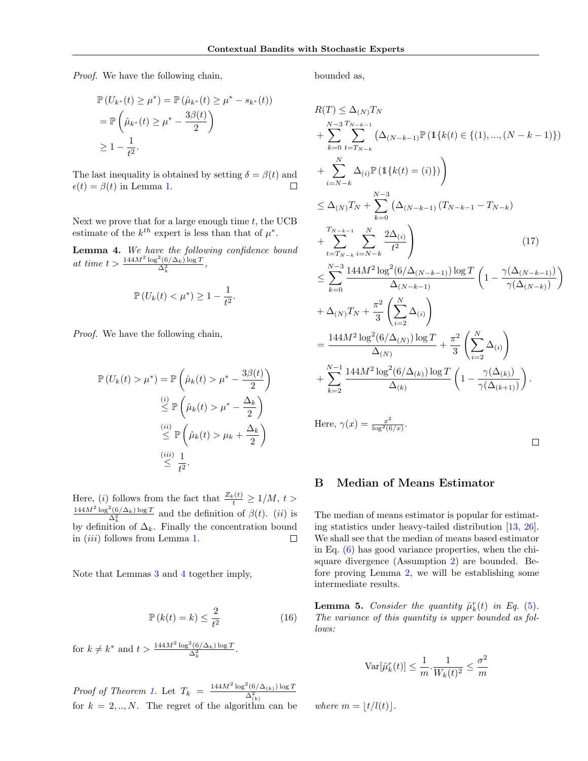*Proof.* We have the following chain,

$$
\begin{aligned}
\mathbb{P}\left(U_{k^*}(t) \geq \mu^*\right) &= \mathbb{P}\left(\hat{\mu}_{k^*}(t) \geq \mu^* - s_{k^*}(t)\right) \\
&= \mathbb{P}\left(\hat{\mu}_{k^*}(t) \geq \mu^* - \frac{3\beta(t)}{2}\right) \\
&\geq 1 - \frac{1}{t^2}.
\end{aligned}
$$

The last inequality is obtained by setting $\delta = \beta(t)$ and $\epsilon(t) = \beta(t)$ in Lemma 1. □

Next we prove that for a large enough time $t$, the UCB estimate of the $k^{th}$ expert is less than that of $\mu^*$.

**Lemma 4.** *We have the following confidence bound at time* $t > \frac{144M^2 \log^2(6/\Delta_k) \log T}{\Delta_k^2}$,

$$
\mathbb{P}\left(U_k(t) < \mu^*\right) \geq 1 - \frac{1}{t^2}.
$$

*Proof.* We have the following chain,

$$
\begin{aligned}
\mathbb{P}\left(U_k(t) > \mu^*\right) &= \mathbb{P}\left(\hat{\mu}_k(t) > \mu^* - \frac{3\beta(t)}{2}\right) \\
&\overset{(i)}{\leq} \mathbb{P}\left(\hat{\mu}_k(t) > \mu^* - \frac{\Delta_k}{2}\right) \\
&\overset{(ii)}{\leq} \mathbb{P}\left(\hat{\mu}_k(t) > \mu_k + \frac{\Delta_k}{2}\right) \\
&\overset{(iii)}{\leq} \frac{1}{t^2}.
\end{aligned}
$$

Here, $(i)$ follows from the fact that $\frac{Z_k(t)}{t} \geq 1/M$, $t > \frac{144M^2 \log^2(6/\Delta_k) \log T}{\Delta_k^2}$ and the definition of $\beta(t)$. $(ii)$ is by definition of $\Delta_k$. Finally the concentration bound in $(iii)$ follows from Lemma 1. □

Note that Lemmas 3 and 4 together imply,

$$
\mathbb{P}\left(k(t) = k\right) \leq \frac{2}{t^2} \tag{16}
$$

for $k \neq k^*$ and $t > \frac{144M^2 \log^2(6/\Delta_k) \log T}{\Delta_k^2}$.

*Proof of Theorem 1.* Let $T_k = \frac{144M^2 \log^2(6/\Delta_{(k)}) \log T}{\Delta_{(k)}^2}$ for $k = 2, .., N$. The regret of the algorithm can be bounded as,

$$
\begin{aligned}
R(T) &\leq \Delta_{(N)} T_N \\
&+ \sum_{k=0}^{N-3} \sum_{t=T_{N-k}}^{T_{N-k-1}} \Big(\Delta_{(N-k-1)} \mathbb{P}\left(\mathbb{1}\{k(t) \in \{(1), ..., (N-k-1)\}\}\right) \\
&+ \sum_{i=N-k}^{N} \Delta_{(i)} \mathbb{P}\left(\mathbb{1}\{k(t) = (i)\}\right)\Big) \\
&\leq \Delta_{(N)} T_N + \sum_{k=0}^{N-3} \Big(\Delta_{(N-k-1)} \left(T_{N-k-1} - T_{N-k}\right) \\
&+ \sum_{t=T_{N-k}}^{T_{N-k-1}} \sum_{i=N-k}^{N} \frac{2\Delta_{(i)}}{t^2}\Big) \qquad (17) \\
&\leq \sum_{k=0}^{N-3} \frac{144M^2 \log^2(6/\Delta_{(N-k-1)}) \log T}{\Delta_{(N-k-1)}} \left(1 - \frac{\gamma(\Delta_{(N-k-1)})}{\gamma(\Delta_{(N-k)})}\right) \\
&+ \Delta_{(N)} T_N + \frac{\pi^2}{3}\left(\sum_{i=2}^{N} \Delta_{(i)}\right) \\
&= \frac{144M^2 \log^2(6/\Delta_{(N)}) \log T}{\Delta_{(N)}} + \frac{\pi^2}{3}\left(\sum_{i=2}^{N} \Delta_{(i)}\right) \\
&+ \sum_{k=2}^{N-1} \frac{144M^2 \log^2(6/\Delta_{(k)}) \log T}{\Delta_{(k)}} \left(1 - \frac{\gamma(\Delta_{(k)})}{\gamma(\Delta_{(k+1)})}\right).
\end{aligned}
$$

Here, $\gamma(x) = \frac{x^2}{\log^2(6/x)}$. □

## B Median of Means Estimator

The median of means estimator is popular for estimating statistics under heavy-tailed distribution [13, 26]. We shall see that the median of means based estimator in Eq. (6) has good variance properties, when the chi-square divergence (Assumption 2) are bounded. Before proving Lemma 2, we will be establishing some intermediate results.

**Lemma 5.** *Consider the quantity* $\hat{\mu}_k^r(t)$ *in Eq. (5). The variance of this quantity is upper bounded as follows:*

$$
\mathrm{Var}[\hat{\mu}_k^r(t)] \leq \frac{1}{m} \cdot \frac{1}{W_k(t)^2} \leq \frac{\sigma^2}{m}
$$

*where* $m = \lfloor t/l(t) \rfloor$.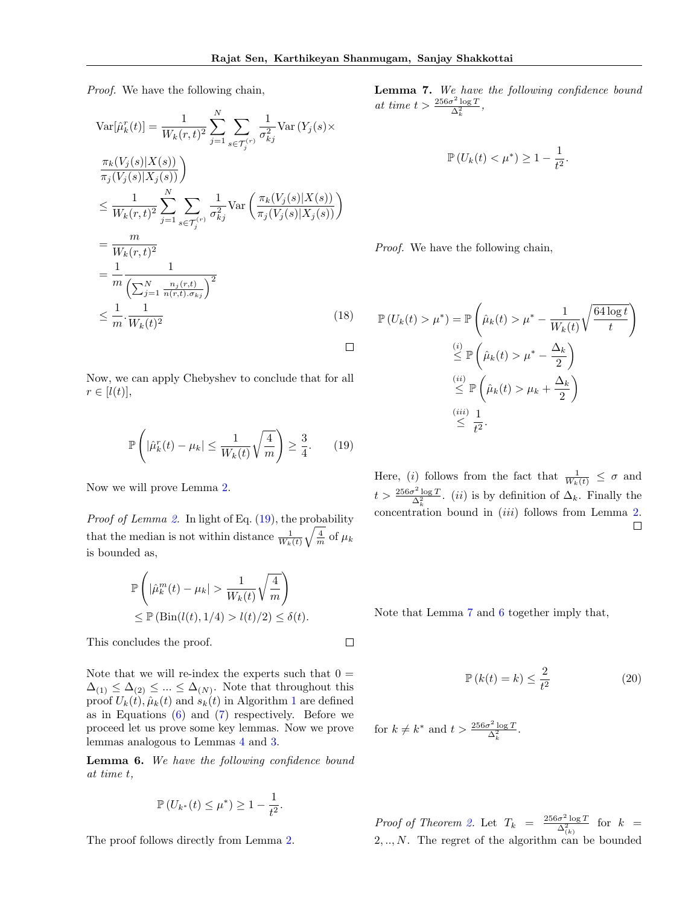*Proof.* We have the following chain,

$$
\begin{aligned}
\text{Var}[\hat{\mu}_k^r(t)] &= \frac{1}{W_k(r,t)^2} \sum_{j=1}^{N} \sum_{s \in \mathcal{T}_j^{(r)}} \frac{1}{\sigma_{kj}^2} \text{Var}\left(Y_j(s) \times \frac{\pi_k(V_j(s)|X(s))}{\pi_j(V_j(s)|X_j(s))}\right) \\
&\leq \frac{1}{W_k(r,t)^2} \sum_{j=1}^{N} \sum_{s \in \mathcal{T}_j^{(r)}} \frac{1}{\sigma_{kj}^2} \text{Var}\left(\frac{\pi_k(V_j(s)|X(s))}{\pi_j(V_j(s)|X_j(s))}\right) \\
&= \frac{m}{W_k(r,t)^2} \\
&= \frac{1}{m} \frac{1}{\left(\sum_{j=1}^{N} \frac{n_j(r,t)}{n(r,t).\sigma_{kj}}\right)^2} \\
&\leq \frac{1}{m} . \frac{1}{W_k(t)^2} \qquad (18)
\end{aligned}
$$

□

Now, we can apply Chebyshev to conclude that for all $r \in [l(t)]$,

$$
\mathbb{P}\left(|\hat{\mu}_k^r(t) - \mu_k| \leq \frac{1}{W_k(t)}\sqrt{\frac{4}{m}}\right) \geq \frac{3}{4}. \qquad (19)
$$

Now we will prove Lemma 2.

*Proof of Lemma 2.* In light of Eq. (19), the probability that the median is not within distance $\frac{1}{W_k(t)}\sqrt{\frac{4}{m}}$ of $\mu_k$ is bounded as,

$$
\begin{aligned}
&\mathbb{P}\left(|\hat{\mu}_k^m(t) - \mu_k| > \frac{1}{W_k(t)}\sqrt{\frac{4}{m}}\right) \\
&\leq \mathbb{P}\left(\text{Bin}(l(t), 1/4) > l(t)/2\right) \leq \delta(t).
\end{aligned}
$$

This concludes the proof. □

Note that we will re-index the experts such that $0 = \Delta_{(1)} \leq \Delta_{(2)} \leq ... \leq \Delta_{(N)}$. Note that throughout this proof $U_k(t), \hat{\mu}_k(t)$ and $s_k(t)$ in Algorithm 1 are defined as in Equations (6) and (7) respectively. Before we proceed let us prove some key lemmas. Now we prove lemmas analogous to Lemmas 4 and 3.

**Lemma 6.** *We have the following confidence bound at time $t$,*

$$
\mathbb{P}\left(U_{k^*}(t) \leq \mu^*\right) \geq 1 - \frac{1}{t^2}.
$$

The proof follows directly from Lemma 2.

**Lemma 7.** *We have the following confidence bound at time $t > \frac{256\sigma^2 \log T}{\Delta_k^2}$,*

$$
\mathbb{P}\left(U_k(t) < \mu^*\right) \geq 1 - \frac{1}{t^2}.
$$

*Proof.* We have the following chain,

$$
\begin{aligned}
\mathbb{P}\left(U_k(t) > \mu^*\right) &= \mathbb{P}\left(\hat{\mu}_k(t) > \mu^* - \frac{1}{W_k(t)}\sqrt{\frac{64 \log t}{t}}\right) \\
&\overset{(i)}{\leq} \mathbb{P}\left(\hat{\mu}_k(t) > \mu^* - \frac{\Delta_k}{2}\right) \\
&\overset{(ii)}{\leq} \mathbb{P}\left(\hat{\mu}_k(t) > \mu_k + \frac{\Delta_k}{2}\right) \\
&\overset{(iii)}{\leq} \frac{1}{t^2}.
\end{aligned}
$$

Here, $(i)$ follows from the fact that $\frac{1}{W_k(t)} \leq \sigma$ and $t > \frac{256\sigma^2 \log T}{\Delta_k^2}$. $(ii)$ is by definition of $\Delta_k$. Finally the concentration bound in $(iii)$ follows from Lemma 2. □

Note that Lemma 7 and 6 together imply that,

$$
\mathbb{P}\left(k(t) = k\right) \leq \frac{2}{t^2} \qquad (20)
$$

for $k \neq k^*$ and $t > \frac{256\sigma^2 \log T}{\Delta_k^2}$.

*Proof of Theorem 2.* Let $T_k = \frac{256\sigma^2 \log T}{\Delta_{(k)}^2}$ for $k = 2, .., N$. The regret of the algorithm can be bounded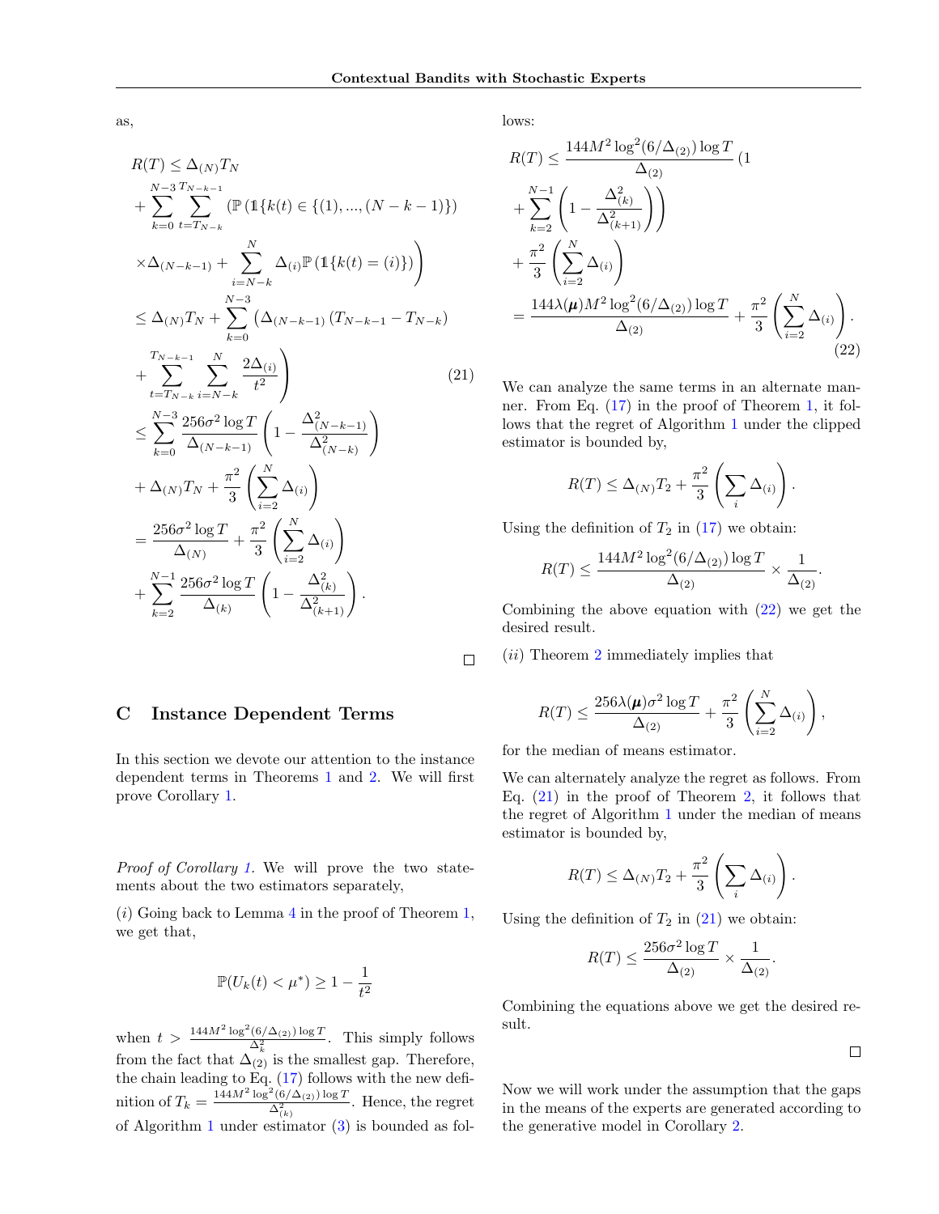as,

$$
\begin{aligned}
R(T) &\leq \Delta_{(N)} T_N \\
&+ \sum_{k=0}^{N-3} \sum_{t=T_{N-k}}^{T_{N-k-1}} \Big( \mathbb{P}\left(\mathbb{1}\{k(t) \in \{(1), ..., (N-k-1)\}\right) \\
&\times \Delta_{(N-k-1)} + \sum_{i=N-k}^{N} \Delta_{(i)} \mathbb{P}\left(\mathbb{1}\{k(t) = (i)\}\right) \Big) \\
&\leq \Delta_{(N)} T_N + \sum_{k=0}^{N-3} \Big( \Delta_{(N-k-1)} \left(T_{N-k-1} - T_{N-k}\right) \\
&+ \sum_{t=T_{N-k}}^{T_{N-k-1}} \sum_{i=N-k}^{N} \frac{2\Delta_{(i)}}{t^2} \Big) \qquad (21) \\
&\leq \sum_{k=0}^{N-3} \frac{256\sigma^2 \log T}{\Delta_{(N-k-1)}} \left(1 - \frac{\Delta_{(N-k-1)}^2}{\Delta_{(N-k)}^2}\right) \\
&+ \Delta_{(N)} T_N + \frac{\pi^2}{3} \left(\sum_{i=2}^{N} \Delta_{(i)}\right) \\
&= \frac{256\sigma^2 \log T}{\Delta_{(N)}} + \frac{\pi^2}{3} \left(\sum_{i=2}^{N} \Delta_{(i)}\right) \\
&+ \sum_{k=2}^{N-1} \frac{256\sigma^2 \log T}{\Delta_{(k)}} \left(1 - \frac{\Delta_{(k)}^2}{\Delta_{(k+1)}^2}\right).
\end{aligned}
$$

□

## C Instance Dependent Terms

In this section we devote our attention to the instance dependent terms in Theorems 1 and 2. We will first prove Corollary 1.

*Proof of Corollary 1.* We will prove the two statements about the two estimators separately,

$(i)$ Going back to Lemma 4 in the proof of Theorem 1, we get that,

$$
\mathbb{P}(U_k(t) < \mu^*) \geq 1 - \frac{1}{t^2}
$$

when $t > \frac{144M^2 \log^2(6/\Delta_{(2)}) \log T}{\Delta_k^2}$. This simply follows from the fact that $\Delta_{(2)}$ is the smallest gap. Therefore, the chain leading to Eq. (17) follows with the new definition of $T_k = \frac{144M^2 \log^2(6/\Delta_{(2)}) \log T}{\Delta_{(k)}^2}$. Hence, the regret of Algorithm 1 under estimator (3) is bounded as follows:

$$
\begin{aligned}
R(T) &\leq \frac{144M^2 \log^2(6/\Delta_{(2)}) \log T}{\Delta_{(2)}} \Big(1 \\
&+ \sum_{k=2}^{N-1} \left(1 - \frac{\Delta_{(k)}^2}{\Delta_{(k+1)}^2}\right)\Big) \\
&+ \frac{\pi^2}{3} \left(\sum_{i=2}^{N} \Delta_{(i)}\right) \\
&= \frac{144\lambda(\boldsymbol{\mu}) M^2 \log^2(6/\Delta_{(2)}) \log T}{\Delta_{(2)}} + \frac{\pi^2}{3} \left(\sum_{i=2}^{N} \Delta_{(i)}\right).
\end{aligned} \qquad (22)
$$

We can analyze the same terms in an alternate manner. From Eq. (17) in the proof of Theorem 1, it follows that the regret of Algorithm 1 under the clipped estimator is bounded by,

$$
R(T) \leq \Delta_{(N)} T_2 + \frac{\pi^2}{3} \left(\sum_i \Delta_{(i)}\right).
$$

Using the definition of $T_2$ in (17) we obtain:

$$
R(T) \leq \frac{144M^2 \log^2(6/\Delta_{(2)}) \log T}{\Delta_{(2)}} \times \frac{1}{\Delta_{(2)}}.
$$

Combining the above equation with (22) we get the desired result.

$(ii)$ Theorem 2 immediately implies that

$$
R(T) \leq \frac{256\lambda(\boldsymbol{\mu})\sigma^2 \log T}{\Delta_{(2)}} + \frac{\pi^2}{3} \left(\sum_{i=2}^{N} \Delta_{(i)}\right),
$$

for the median of means estimator.

We can alternately analyze the regret as follows. From Eq. (21) in the proof of Theorem 2, it follows that the regret of Algorithm 1 under the median of means estimator is bounded by,

$$
R(T) \leq \Delta_{(N)} T_2 + \frac{\pi^2}{3} \left(\sum_i \Delta_{(i)}\right).
$$

Using the definition of $T_2$ in (21) we obtain:

$$
R(T) \leq \frac{256\sigma^2 \log T}{\Delta_{(2)}} \times \frac{1}{\Delta_{(2)}}.
$$

Combining the equations above we get the desired result.

□

Now we will work under the assumption that the gaps in the means of the experts are generated according to the generative model in Corollary 2.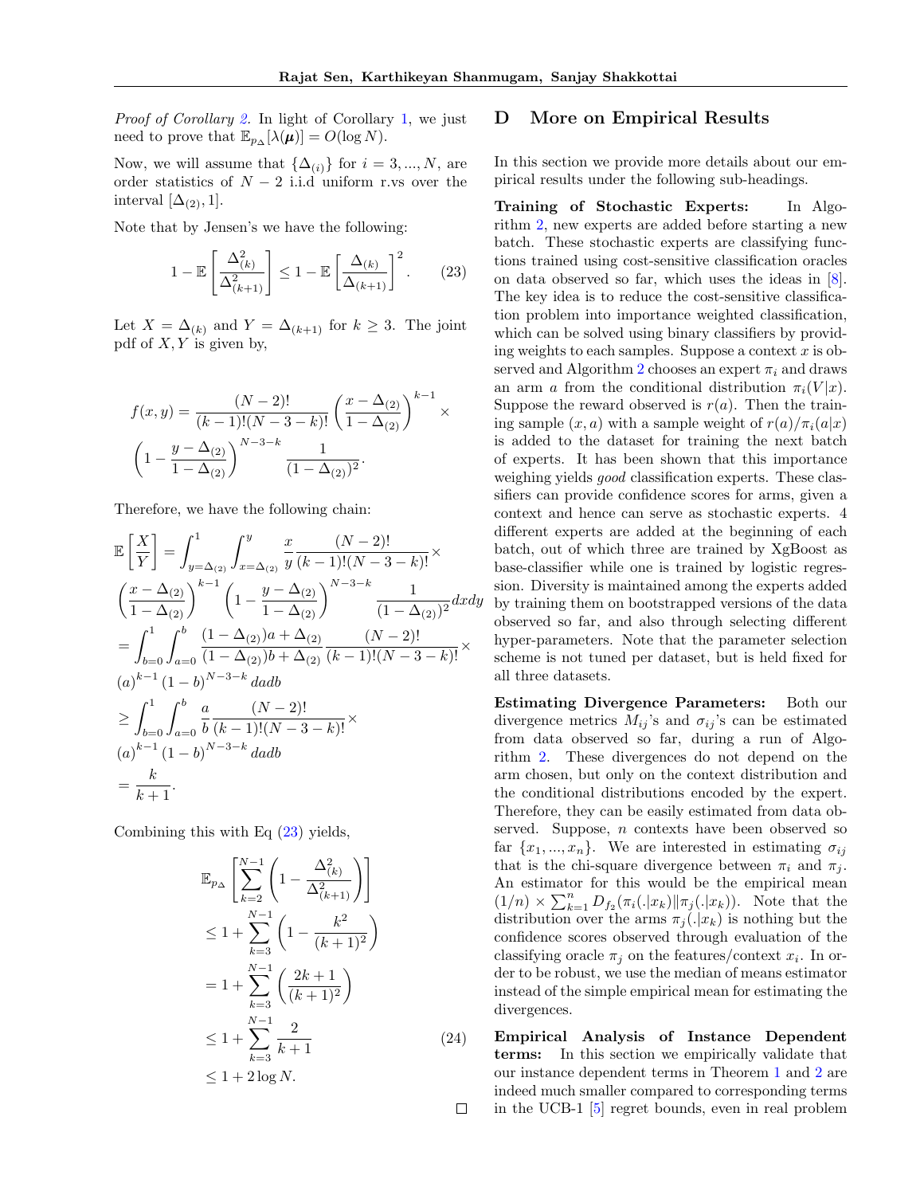*Proof of Corollary 2.* In light of Corollary 1, we just need to prove that $\mathbb{E}_{p_\Delta}[\lambda(\boldsymbol{\mu})] = O(\log N)$.

Now, we will assume that $\{\Delta_{(i)}\}$ for $i = 3, ..., N$, are order statistics of $N-2$ i.i.d uniform r.vs over the interval $[\Delta_{(2)}, 1]$.

Note that by Jensen's we have the following:

$$1 - \mathbb{E}\left[\frac{\Delta_{(k)}^2}{\Delta_{(k+1)}^2}\right] \leq 1 - \mathbb{E}\left[\frac{\Delta_{(k)}}{\Delta_{(k+1)}}\right]^2. \tag{23}$$

Let $X = \Delta_{(k)}$ and $Y = \Delta_{(k+1)}$ for $k \geq 3$. The joint pdf of $X, Y$ is given by,

$$f(x,y) = \frac{(N-2)!}{(k-1)!(N-3-k)!}\left(\frac{x-\Delta_{(2)}}{1-\Delta_{(2)}}\right)^{k-1} \times \left(1 - \frac{y-\Delta_{(2)}}{1-\Delta_{(2)}}\right)^{N-3-k} \frac{1}{(1-\Delta_{(2)})^2}.$$

Therefore, we have the following chain:

$$\begin{aligned}
\mathbb{E}\left[\frac{X}{Y}\right] &= \int_{y=\Delta_{(2)}}^{1}\int_{x=\Delta_{(2)}}^{y} \frac{x}{y}\frac{(N-2)!}{(k-1)!(N-3-k)!} \times \left(\frac{x-\Delta_{(2)}}{1-\Delta_{(2)}}\right)^{k-1}\left(1-\frac{y-\Delta_{(2)}}{1-\Delta_{(2)}}\right)^{N-3-k}\frac{1}{(1-\Delta_{(2)})^2}dxdy \\
&= \int_{b=0}^{1}\int_{a=0}^{b}\frac{(1-\Delta_{(2)})a+\Delta_{(2)}}{(1-\Delta_{(2)})b+\Delta_{(2)}}\frac{(N-2)!}{(k-1)!(N-3-k)!} \times (a)^{k-1}(1-b)^{N-3-k}\,dadb \\
&\geq \int_{b=0}^{1}\int_{a=0}^{b}\frac{a}{b}\frac{(N-2)!}{(k-1)!(N-3-k)!} \times (a)^{k-1}(1-b)^{N-3-k}\,dadb \\
&= \frac{k}{k+1}.
\end{aligned}$$

Combining this with Eq (23) yields,

$$\begin{aligned}
&\mathbb{E}_{p_\Delta}\left[\sum_{k=2}^{N-1}\left(1-\frac{\Delta_{(k)}^2}{\Delta_{(k+1)}^2}\right)\right] \\
&\leq 1 + \sum_{k=3}^{N-1}\left(1-\frac{k^2}{(k+1)^2}\right) \\
&= 1 + \sum_{k=3}^{N-1}\left(\frac{2k+1}{(k+1)^2}\right) \\
&\leq 1 + \sum_{k=3}^{N-1}\frac{2}{k+1} \qquad (24)\\
&\leq 1 + 2\log N.
\end{aligned}$$

□

# D More on Empirical Results

In this section we provide more details about our empirical results under the following sub-headings.

**Training of Stochastic Experts:** In Algorithm 2, new experts are added before starting a new batch. These stochastic experts are classifying functions trained using cost-sensitive classification oracles on data observed so far, which uses the ideas in [8]. The key idea is to reduce the cost-sensitive classification problem into importance weighted classification, which can be solved using binary classifiers by providing weights to each samples. Suppose a context $x$ is observed and Algorithm 2 chooses an expert $\pi_i$ and draws an arm $a$ from the conditional distribution $\pi_i(V|x)$. Suppose the reward observed is $r(a)$. Then the training sample $(x, a)$ with a sample weight of $r(a)/\pi_i(a|x)$ is added to the dataset for training the next batch of experts. It has been shown that this importance weighing yields *good* classification experts. These classifiers can provide confidence scores for arms, given a context and hence can serve as stochastic experts. 4 different experts are added at the beginning of each batch, out of which three are trained by XgBoost as base-classifier while one is trained by logistic regression. Diversity is maintained among the experts added by training them on bootstrapped versions of the data observed so far, and also through selecting different hyper-parameters. Note that the parameter selection scheme is not tuned per dataset, but is held fixed for all three datasets.

**Estimating Divergence Parameters:** Both our divergence metrics $M_{ij}$'s and $\sigma_{ij}$'s can be estimated from data observed so far, during a run of Algorithm 2. These divergences do not depend on the arm chosen, but only on the context distribution and the conditional distributions encoded by the expert. Therefore, they can be easily estimated from data observed. Suppose, $n$ contexts have been observed so far $\{x_1, ..., x_n\}$. We are interested in estimating $\sigma_{ij}$ that is the chi-square divergence between $\pi_i$ and $\pi_j$. An estimator for this would be the empirical mean $(1/n) \times \sum_{k=1}^{n} D_{f_2}(\pi_i(.|x_k)\|\pi_j(.|x_k))$. Note that the distribution over the arms $\pi_j(.|x_k)$ is nothing but the confidence scores observed through evaluation of the classifying oracle $\pi_j$ on the features/context $x_i$. In order to be robust, we use the median of means estimator instead of the simple empirical mean for estimating the divergences.

**Empirical Analysis of Instance Dependent terms:** In this section we empirically validate that our instance dependent terms in Theorem 1 and 2 are indeed much smaller compared to corresponding terms in the UCB-1 [5] regret bounds, even in real problem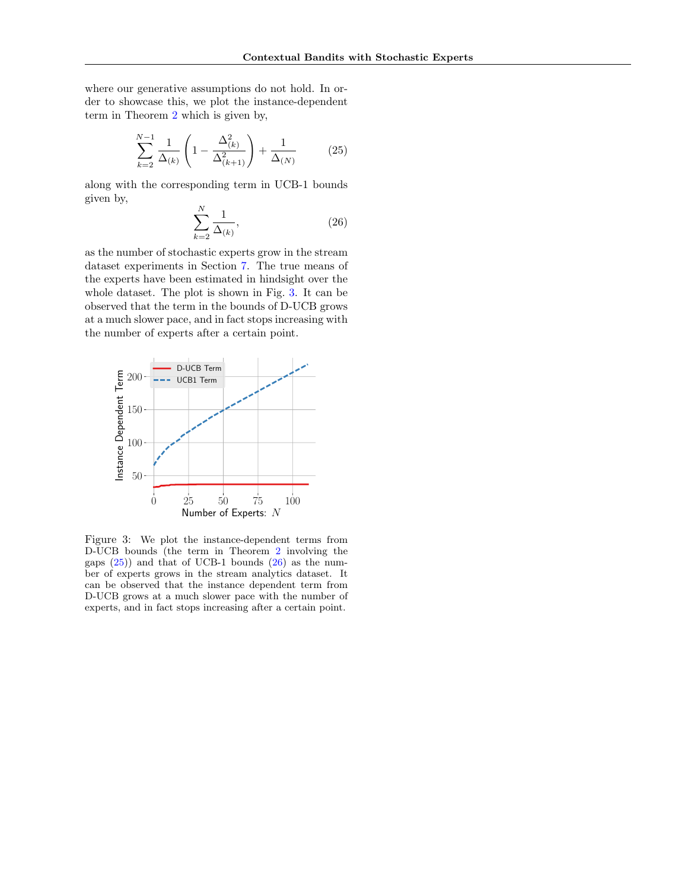where our generative assumptions do not hold. In order to showcase this, we plot the instance-dependent term in Theorem 2 which is given by,

$$\sum_{k=2}^{N-1} \frac{1}{\Delta_{(k)}} \left(1 - \frac{\Delta_{(k)}^2}{\Delta_{(k+1)}^2}\right) + \frac{1}{\Delta_{(N)}} \tag{25}$$

along with the corresponding term in UCB-1 bounds given by,

$$\sum_{k=2}^{N} \frac{1}{\Delta_{(k)}}, \tag{26}$$

as the number of stochastic experts grow in the stream dataset experiments in Section 7. The true means of the experts have been estimated in hindsight over the whole dataset. The plot is shown in Fig. 3. It can be observed that the term in the bounds of D-UCB grows at a much slower pace, and in fact stops increasing with the number of experts after a certain point.

D-UCB Term
UCB1 Term
Instance Dependent Term
200
150
100
50
0
25
50
75
100
Number of Experts: $N$

Figure 3: We plot the instance-dependent terms from D-UCB bounds (the term in Theorem 2 involving the gaps (25)) and that of UCB-1 bounds (26) as the number of experts grows in the stream analytics dataset. It can be observed that the instance dependent term from D-UCB grows at a much slower pace with the number of experts, and in fact stops increasing after a certain point.